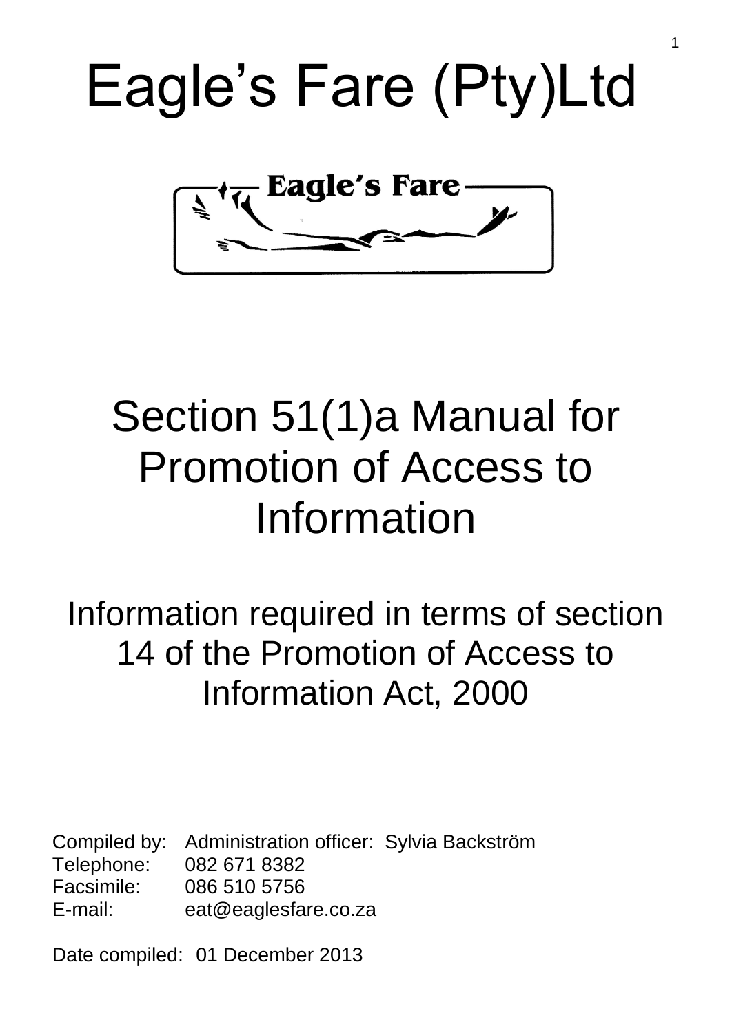# Eagle's Fare (Pty)Ltd

## Section 51(1)a Manual for Promotion of Access to Information

### Information required in terms of section 14 of the Promotion of Access to Information Act, 2000

Compiled by: Administration officer: Sylvia Backström
Telephone: 082 671 8382
Facsimile: 086 510 5756
E-mail: eat@eaglesfare.co.za

Date compiled: 01 December 2013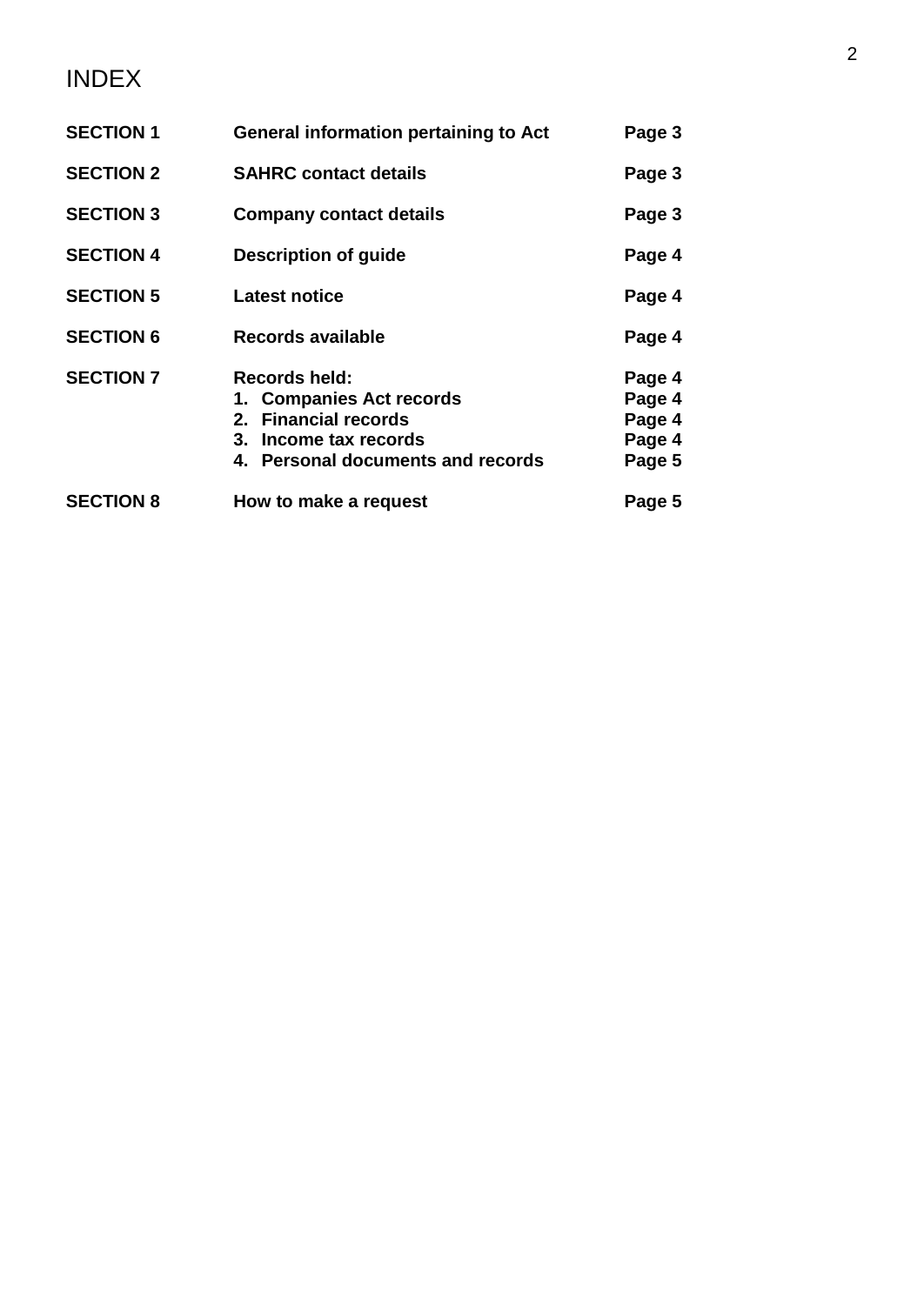# INDEX

| | | |
|---|---|---|
| **SECTION 1** | **General information pertaining to Act** | **Page 3** |
| **SECTION 2** | **SAHRC contact details** | **Page 3** |
| **SECTION 3** | **Company contact details** | **Page 3** |
| **SECTION 4** | **Description of guide** | **Page 4** |
| **SECTION 5** | **Latest notice** | **Page 4** |
| **SECTION 6** | **Records available** | **Page 4** |
| **SECTION 7** | **Records held:** | **Page 4** |
| | **1. Companies Act records** | **Page 4** |
| | **2. Financial records** | **Page 4** |
| | **3. Income tax records** | **Page 4** |
| | **4. Personal documents and records** | **Page 5** |
| **SECTION 8** | **How to make a request** | **Page 5** |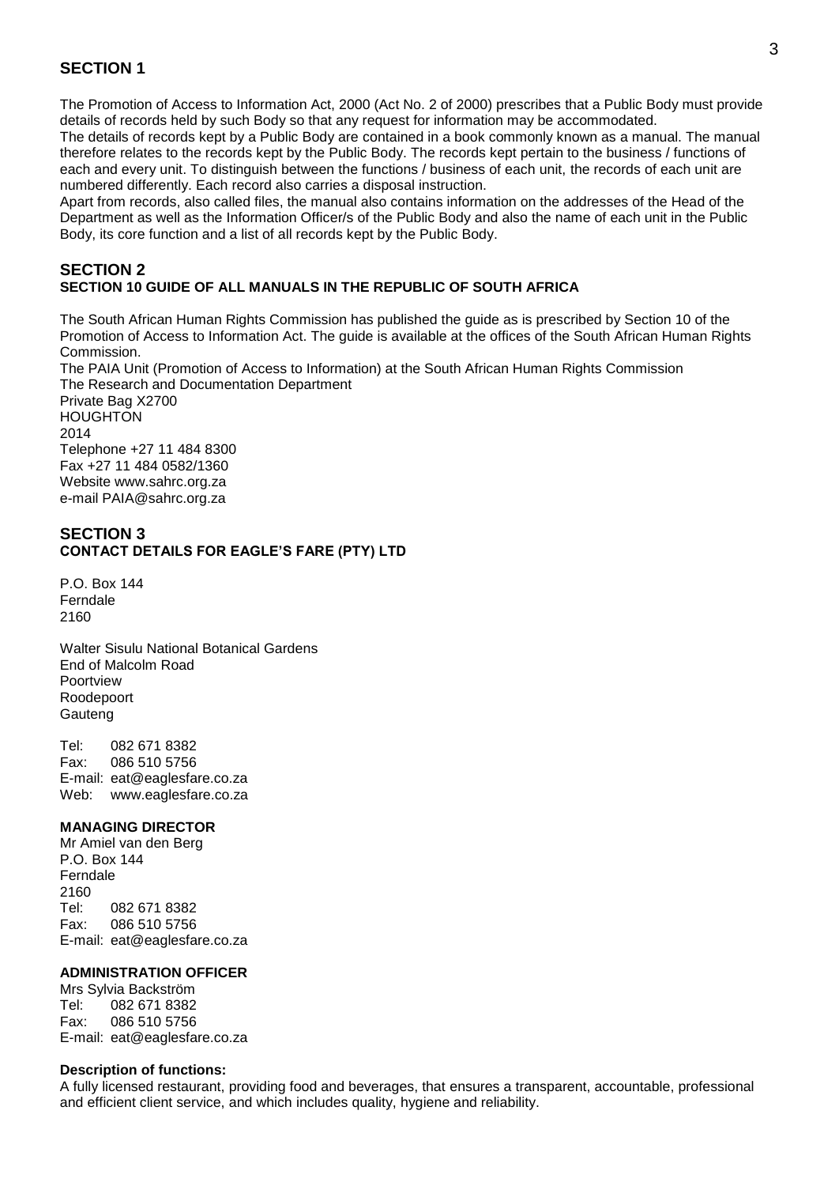## SECTION 1

The Promotion of Access to Information Act, 2000 (Act No. 2 of 2000) prescribes that a Public Body must provide details of records held by such Body so that any request for information may be accommodated.
The details of records kept by a Public Body are contained in a book commonly known as a manual. The manual therefore relates to the records kept by the Public Body. The records kept pertain to the business / functions of each and every unit. To distinguish between the functions / business of each unit, the records of each unit are numbered differently. Each record also carries a disposal instruction.
Apart from records, also called files, the manual also contains information on the addresses of the Head of the Department as well as the Information Officer/s of the Public Body and also the name of each unit in the Public Body, its core function and a list of all records kept by the Public Body.

## SECTION 2
### SECTION 10 GUIDE OF ALL MANUALS IN THE REPUBLIC OF SOUTH AFRICA

The South African Human Rights Commission has published the guide as is prescribed by Section 10 of the Promotion of Access to Information Act. The guide is available at the offices of the South African Human Rights Commission.
The PAIA Unit (Promotion of Access to Information) at the South African Human Rights Commission
The Research and Documentation Department
Private Bag X2700
HOUGHTON
2014
Telephone +27 11 484 8300
Fax +27 11 484 0582/1360
Website www.sahrc.org.za
e-mail PAIA@sahrc.org.za

## SECTION 3
### CONTACT DETAILS FOR EAGLE'S FARE (PTY) LTD

P.O. Box 144
Ferndale
2160

Walter Sisulu National Botanical Gardens
End of Malcolm Road
Poortview
Roodepoort
Gauteng

Tel: 082 671 8382
Fax: 086 510 5756
E-mail: eat@eaglesfare.co.za
Web: www.eaglesfare.co.za

**MANAGING DIRECTOR**
Mr Amiel van den Berg
P.O. Box 144
Ferndale
2160
Tel: 082 671 8382
Fax: 086 510 5756
E-mail: eat@eaglesfare.co.za

**ADMINISTRATION OFFICER**
Mrs Sylvia Backström
Tel: 082 671 8382
Fax: 086 510 5756
E-mail: eat@eaglesfare.co.za

**Description of functions:**
A fully licensed restaurant, providing food and beverages, that ensures a transparent, accountable, professional and efficient client service, and which includes quality, hygiene and reliability.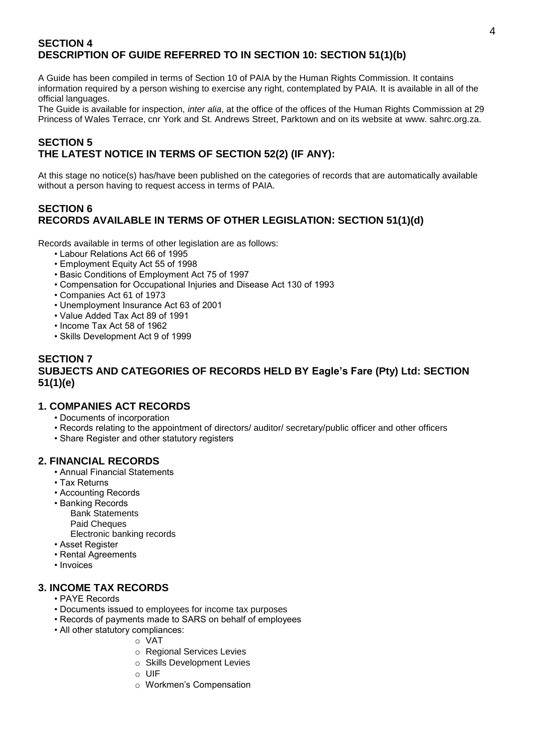## SECTION 4
## DESCRIPTION OF GUIDE REFERRED TO IN SECTION 10: SECTION 51(1)(b)

A Guide has been compiled in terms of Section 10 of PAIA by the Human Rights Commission. It contains information required by a person wishing to exercise any right, contemplated by PAIA. It is available in all of the official languages.

The Guide is available for inspection, *inter alia*, at the office of the offices of the Human Rights Commission at 29 Princess of Wales Terrace, cnr York and St. Andrews Street, Parktown and on its website at www. sahrc.org.za.

## SECTION 5
## THE LATEST NOTICE IN TERMS OF SECTION 52(2) (IF ANY):

At this stage no notice(s) has/have been published on the categories of records that are automatically available without a person having to request access in terms of PAIA.

## SECTION 6
## RECORDS AVAILABLE IN TERMS OF OTHER LEGISLATION: SECTION 51(1)(d)

Records available in terms of other legislation are as follows:

- Labour Relations Act 66 of 1995
- Employment Equity Act 55 of 1998
- Basic Conditions of Employment Act 75 of 1997
- Compensation for Occupational Injuries and Disease Act 130 of 1993
- Companies Act 61 of 1973
- Unemployment Insurance Act 63 of 2001
- Value Added Tax Act 89 of 1991
- Income Tax Act 58 of 1962
- Skills Development Act 9 of 1999

## SECTION 7
## SUBJECTS AND CATEGORIES OF RECORDS HELD BY Eagle's Fare (Pty) Ltd: SECTION 51(1)(e)

### 1. COMPANIES ACT RECORDS

- Documents of incorporation
- Records relating to the appointment of directors/ auditor/ secretary/public officer and other officers
- Share Register and other statutory registers

### 2. FINANCIAL RECORDS

- Annual Financial Statements
- Tax Returns
- Accounting Records
- Banking Records
  - Bank Statements
  - Paid Cheques
  - Electronic banking records
- Asset Register
- Rental Agreements
- Invoices

### 3. INCOME TAX RECORDS

- PAYE Records
- Documents issued to employees for income tax purposes
- Records of payments made to SARS on behalf of employees
- All other statutory compliances:
  - VAT
  - Regional Services Levies
  - Skills Development Levies
  - UIF
  - Workmen's Compensation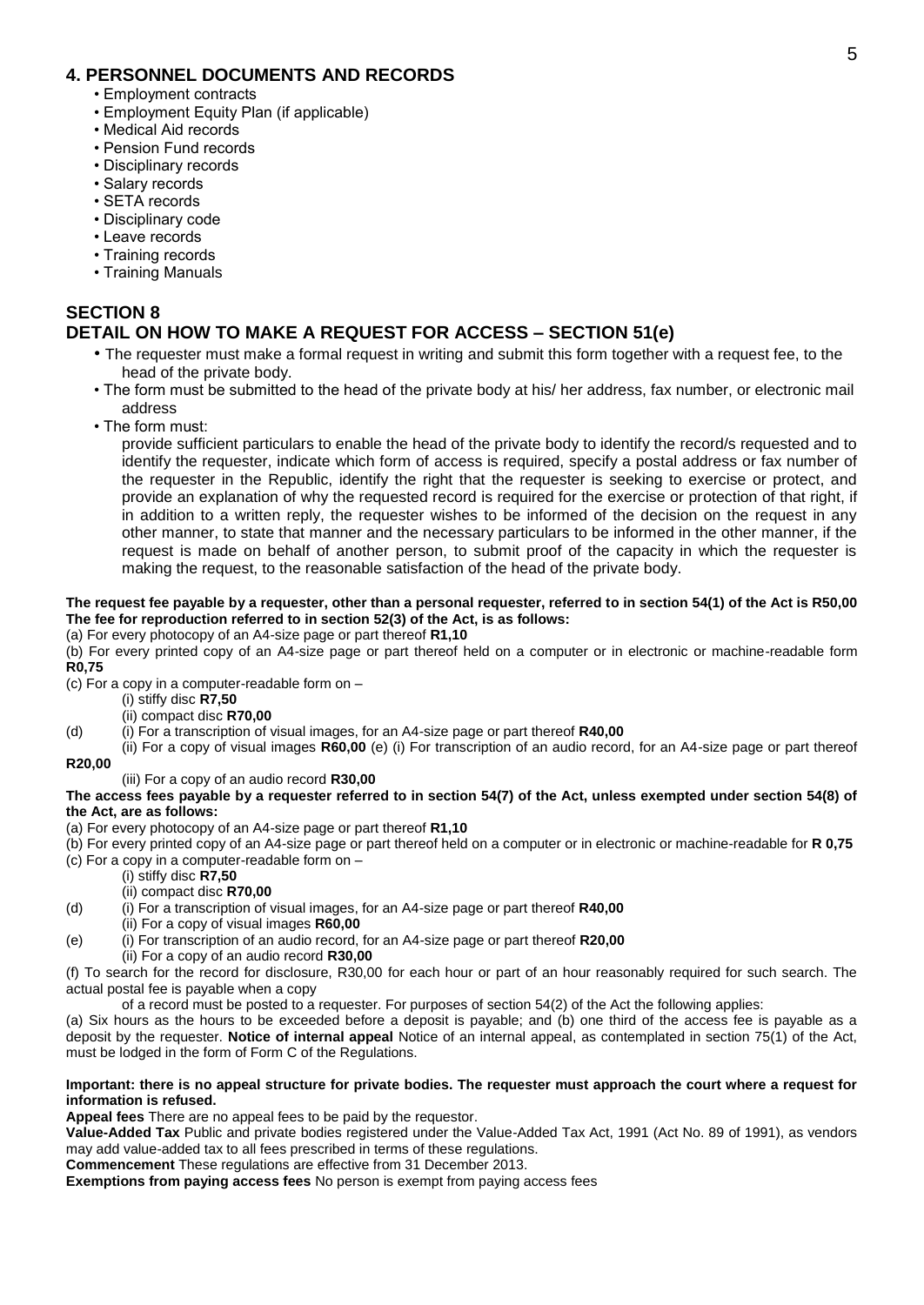## 4. PERSONNEL DOCUMENTS AND RECORDS

- Employment contracts
- Employment Equity Plan (if applicable)
- Medical Aid records
- Pension Fund records
- Disciplinary records
- Salary records
- SETA records
- Disciplinary code
- Leave records
- Training records
- Training Manuals

## SECTION 8

## DETAIL ON HOW TO MAKE A REQUEST FOR ACCESS – SECTION 51(e)

- The requester must make a formal request in writing and submit this form together with a request fee, to the head of the private body.
- The form must be submitted to the head of the private body at his/ her address, fax number, or electronic mail address
- The form must:

  provide sufficient particulars to enable the head of the private body to identify the record/s requested and to identify the requester, indicate which form of access is required, specify a postal address or fax number of the requester in the Republic, identify the right that the requester is seeking to exercise or protect, and provide an explanation of why the requested record is required for the exercise or protection of that right, if in addition to a written reply, the requester wishes to be informed of the decision on the request in any other manner, to state that manner and the necessary particulars to be informed in the other manner, if the request is made on behalf of another person, to submit proof of the capacity in which the requester is making the request, to the reasonable satisfaction of the head of the private body.

**The request fee payable by a requester, other than a personal requester, referred to in section 54(1) of the Act is R50,00**
**The fee for reproduction referred to in section 52(3) of the Act, is as follows:**

(a) For every photocopy of an A4-size page or part thereof **R1,10**

(b) For every printed copy of an A4-size page or part thereof held on a computer or in electronic or machine-readable form **R0,75**

(c) For a copy in a computer-readable form on –

(i) stiffy disc **R7,50**

(ii) compact disc **R70,00**

(d) (i) For a transcription of visual images, for an A4-size page or part thereof **R40,00**

(ii) For a copy of visual images **R60,00** (e) (i) For transcription of an audio record, for an A4-size page or part thereof **R20,00**

(iii) For a copy of an audio record **R30,00**

**The access fees payable by a requester referred to in section 54(7) of the Act, unless exempted under section 54(8) of the Act, are as follows:**

(a) For every photocopy of an A4-size page or part thereof **R1,10**

(b) For every printed copy of an A4-size page or part thereof held on a computer or in electronic or machine-readable for **R 0,75**

(c) For a copy in a computer-readable form on –

(i) stiffy disc **R7,50**

(ii) compact disc **R70,00**

(d) (i) For a transcription of visual images, for an A4-size page or part thereof **R40,00**

(ii) For a copy of visual images **R60,00**

(e) (i) For transcription of an audio record, for an A4-size page or part thereof **R20,00**

(ii) For a copy of an audio record **R30,00**

(f) To search for the record for disclosure, R30,00 for each hour or part of an hour reasonably required for such search. The actual postal fee is payable when a copy

of a record must be posted to a requester. For purposes of section 54(2) of the Act the following applies:

(a) Six hours as the hours to be exceeded before a deposit is payable; and (b) one third of the access fee is payable as a deposit by the requester. **Notice of internal appeal** Notice of an internal appeal, as contemplated in section 75(1) of the Act, must be lodged in the form of Form C of the Regulations.

**Important: there is no appeal structure for private bodies. The requester must approach the court where a request for information is refused.**

**Appeal fees** There are no appeal fees to be paid by the requestor.

**Value-Added Tax** Public and private bodies registered under the Value-Added Tax Act, 1991 (Act No. 89 of 1991), as vendors may add value-added tax to all fees prescribed in terms of these regulations.

**Commencement** These regulations are effective from 31 December 2013.

**Exemptions from paying access fees** No person is exempt from paying access fees